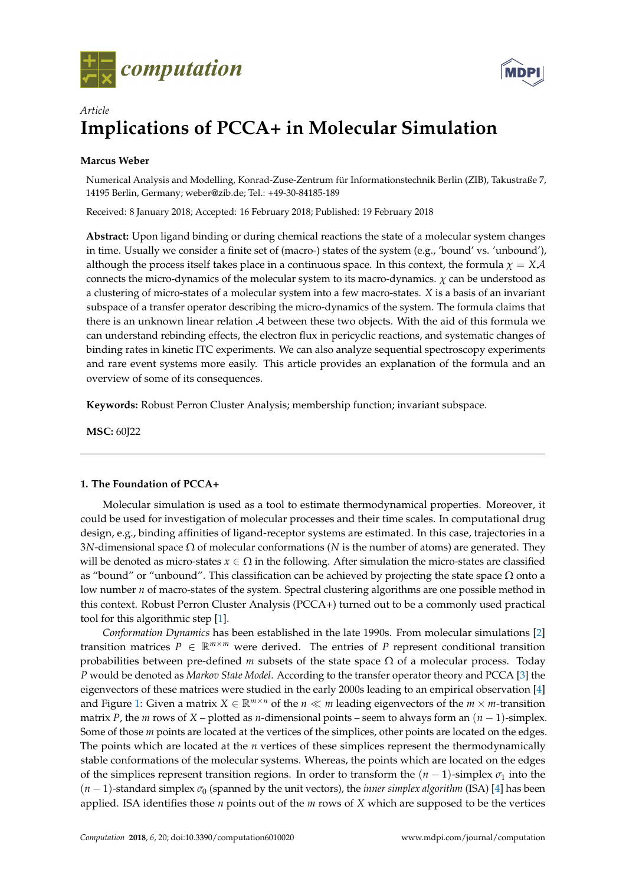computation

Article

# Implications of PCCA+ in Molecular Simulation

**Marcus Weber**

Numerical Analysis and Modelling, Konrad-Zuse-Zentrum für Informationstechnik Berlin (ZIB), Takustraße 7, 14195 Berlin, Germany; weber@zib.de; Tel.: +49-30-84185-189

Received: 8 January 2018; Accepted: 16 February 2018; Published: 19 February 2018

**Abstract:** Upon ligand binding or during chemical reactions the state of a molecular system changes in time. Usually we consider a finite set of (macro-) states of the system (e.g., 'bound' vs. 'unbound'), although the process itself takes place in a continuous space. In this context, the formula $\chi = X\mathcal{A}$ connects the micro-dynamics of the molecular system to its macro-dynamics. $\chi$ can be understood as a clustering of micro-states of a molecular system into a few macro-states. $X$ is a basis of an invariant subspace of a transfer operator describing the micro-dynamics of the system. The formula claims that there is an unknown linear relation $\mathcal{A}$ between these two objects. With the aid of this formula we can understand rebinding effects, the electron flux in pericyclic reactions, and systematic changes of binding rates in kinetic ITC experiments. We can also analyze sequential spectroscopy experiments and rare event systems more easily. This article provides an explanation of the formula and an overview of some of its consequences.

**Keywords:** Robust Perron Cluster Analysis; membership function; invariant subspace.

**MSC:** 60J22

## 1. The Foundation of PCCA+

Molecular simulation is used as a tool to estimate thermodynamical properties. Moreover, it could be used for investigation of molecular processes and their time scales. In computational drug design, e.g., binding affinities of ligand-receptor systems are estimated. In this case, trajectories in a $3N$-dimensional space $\Omega$ of molecular conformations ($N$ is the number of atoms) are generated. They will be denoted as micro-states $x \in \Omega$ in the following. After simulation the micro-states are classified as "bound" or "unbound". This classification can be achieved by projecting the state space $\Omega$ onto a low number $n$ of macro-states of the system. Spectral clustering algorithms are one possible method in this context. Robust Perron Cluster Analysis (PCCA+) turned out to be a commonly used practical tool for this algorithmic step [1].

*Conformation Dynamics* has been established in the late 1990s. From molecular simulations [2] transition matrices $P \in \mathbb{R}^{m \times m}$ were derived. The entries of $P$ represent conditional transition probabilities between pre-defined $m$ subsets of the state space $\Omega$ of a molecular process. Today $P$ would be denoted as *Markov State Model*. According to the transfer operator theory and PCCA [3] the eigenvectors of these matrices were studied in the early 2000s leading to an empirical observation [4] and Figure 1: Given a matrix $X \in \mathbb{R}^{m \times n}$ of the $n \ll m$ leading eigenvectors of the $m \times m$-transition matrix $P$, the $m$ rows of $X$ – plotted as $n$-dimensional points – seem to always form an $(n-1)$-simplex. Some of those $m$ points are located at the vertices of the simplices, other points are located on the edges. The points which are located at the $n$ vertices of these simplices represent the thermodynamically stable conformations of the molecular systems. Whereas, the points which are located on the edges of the simplices represent transition regions. In order to transform the $(n-1)$-simplex $\sigma_1$ into the $(n-1)$-standard simplex $\sigma_0$ (spanned by the unit vectors), the *inner simplex algorithm* (ISA) [4] has been applied. ISA identifies those $n$ points out of the $m$ rows of $X$ which are supposed to be the vertices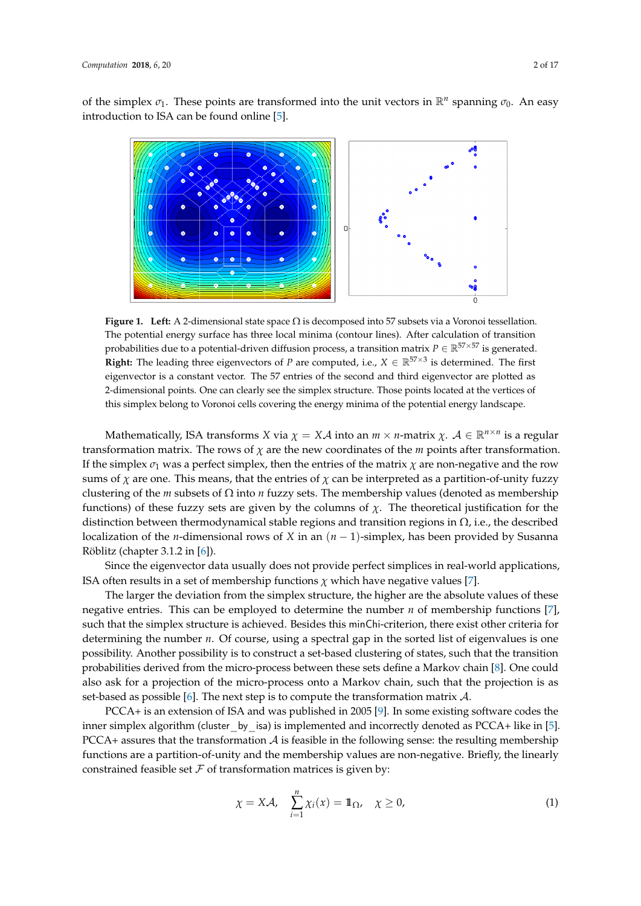of the simplex $\sigma_1$. These points are transformed into the unit vectors in $\mathbb{R}^n$ spanning $\sigma_0$. An easy introduction to ISA can be found online [5].

**Figure 1.** **Left:** A 2-dimensional state space $\Omega$ is decomposed into 57 subsets via a Voronoi tessellation. The potential energy surface has three local minima (contour lines). After calculation of transition probabilities due to a potential-driven diffusion process, a transition matrix $P \in \mathbb{R}^{57\times57}$ is generated. **Right:** The leading three eigenvectors of $P$ are computed, i.e., $X \in \mathbb{R}^{57\times3}$ is determined. The first eigenvector is a constant vector. The 57 entries of the second and third eigenvector are plotted as 2-dimensional points. One can clearly see the simplex structure. Those points located at the vertices of this simplex belong to Voronoi cells covering the energy minima of the potential energy landscape.

Mathematically, ISA transforms $X$ via $\chi = X\mathcal{A}$ into an $m \times n$-matrix $\chi$. $\mathcal{A} \in \mathbb{R}^{n\times n}$ is a regular transformation matrix. The rows of $\chi$ are the new coordinates of the $m$ points after transformation. If the simplex $\sigma_1$ was a perfect simplex, then the entries of the matrix $\chi$ are non-negative and the row sums of $\chi$ are one. This means, that the entries of $\chi$ can be interpreted as a partition-of-unity fuzzy clustering of the $m$ subsets of $\Omega$ into $n$ fuzzy sets. The membership values (denoted as membership functions) of these fuzzy sets are given by the columns of $\chi$. The theoretical justification for the distinction between thermodynamical stable regions and transition regions in $\Omega$, i.e., the described localization of the $n$-dimensional rows of $X$ in an $(n-1)$-simplex, has been provided by Susanna Röblitz (chapter 3.1.2 in [6]).

Since the eigenvector data usually does not provide perfect simplices in real-world applications, ISA often results in a set of membership functions $\chi$ which have negative values [7].

The larger the deviation from the simplex structure, the higher are the absolute values of these negative entries. This can be employed to determine the number $n$ of membership functions [7], such that the simplex structure is achieved. Besides this minChi-criterion, there exist other criteria for determining the number $n$. Of course, using a spectral gap in the sorted list of eigenvalues is one possibility. Another possibility is to construct a set-based clustering of states, such that the transition probabilities derived from the micro-process between these sets define a Markov chain [8]. One could also ask for a projection of the micro-process onto a Markov chain, such that the projection is as set-based as possible [6]. The next step is to compute the transformation matrix $\mathcal{A}$.

PCCA+ is an extension of ISA and was published in 2005 [9]. In some existing software codes the inner simplex algorithm (cluster_by_isa) is implemented and incorrectly denoted as PCCA+ like in [5]. PCCA+ assures that the transformation $\mathcal{A}$ is feasible in the following sense: the resulting membership functions are a partition-of-unity and the membership values are non-negative. Briefly, the linearly constrained feasible set $\mathcal{F}$ of transformation matrices is given by:

$$\chi = X\mathcal{A}, \quad \sum_{i=1}^{n} \chi_i(x) = \mathbb{1}_\Omega, \quad \chi \geq 0, \tag{1}$$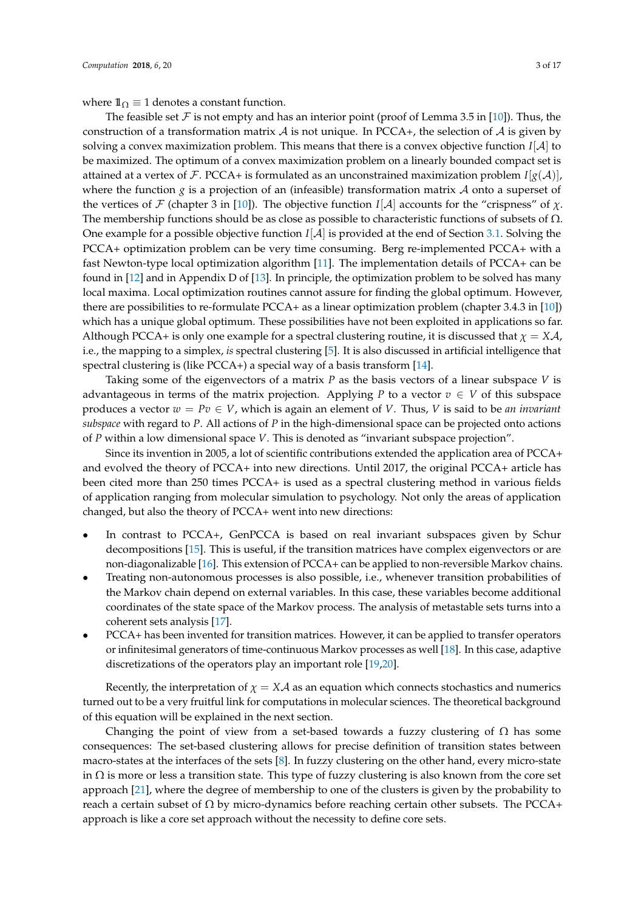where $\mathbb{1}_\Omega \equiv 1$ denotes a constant function.

The feasible set $\mathcal{F}$ is not empty and has an interior point (proof of Lemma 3.5 in [10]). Thus, the construction of a transformation matrix $\mathcal{A}$ is not unique. In PCCA+, the selection of $\mathcal{A}$ is given by solving a convex maximization problem. This means that there is a convex objective function $I[\mathcal{A}]$ to be maximized. The optimum of a convex maximization problem on a linearly bounded compact set is attained at a vertex of $\mathcal{F}$. PCCA+ is formulated as an unconstrained maximization problem $I[g(\mathcal{A})]$, where the function $g$ is a projection of an (infeasible) transformation matrix $\mathcal{A}$ onto a superset of the vertices of $\mathcal{F}$ (chapter 3 in [10]). The objective function $I[\mathcal{A}]$ accounts for the "crispness" of $\chi$. The membership functions should be as close as possible to characteristic functions of subsets of $\Omega$. One example for a possible objective function $I[\mathcal{A}]$ is provided at the end of Section 3.1. Solving the PCCA+ optimization problem can be very time consuming. Berg re-implemented PCCA+ with a fast Newton-type local optimization algorithm [11]. The implementation details of PCCA+ can be found in [12] and in Appendix D of [13]. In principle, the optimization problem to be solved has many local maxima. Local optimization routines cannot assure for finding the global optimum. However, there are possibilities to re-formulate PCCA+ as a linear optimization problem (chapter 3.4.3 in [10]) which has a unique global optimum. These possibilities have not been exploited in applications so far. Although PCCA+ is only one example for a spectral clustering routine, it is discussed that $\chi = X\mathcal{A}$, i.e., the mapping to a simplex, *is* spectral clustering [5]. It is also discussed in artificial intelligence that spectral clustering is (like PCCA+) a special way of a basis transform [14].

Taking some of the eigenvectors of a matrix $P$ as the basis vectors of a linear subspace $V$ is advantageous in terms of the matrix projection. Applying $P$ to a vector $v \in V$ of this subspace produces a vector $w = Pv \in V$, which is again an element of $V$. Thus, $V$ is said to be *an invariant subspace* with regard to $P$. All actions of $P$ in the high-dimensional space can be projected onto actions of $P$ within a low dimensional space $V$. This is denoted as "invariant subspace projection".

Since its invention in 2005, a lot of scientific contributions extended the application area of PCCA+ and evolved the theory of PCCA+ into new directions. Until 2017, the original PCCA+ article has been cited more than 250 times PCCA+ is used as a spectral clustering method in various fields of application ranging from molecular simulation to psychology. Not only the areas of application changed, but also the theory of PCCA+ went into new directions:

- In contrast to PCCA+, GenPCCA is based on real invariant subspaces given by Schur decompositions [15]. This is useful, if the transition matrices have complex eigenvectors or are non-diagonalizable [16]. This extension of PCCA+ can be applied to non-reversible Markov chains.
- Treating non-autonomous processes is also possible, i.e., whenever transition probabilities of the Markov chain depend on external variables. In this case, these variables become additional coordinates of the state space of the Markov process. The analysis of metastable sets turns into a coherent sets analysis [17].
- PCCA+ has been invented for transition matrices. However, it can be applied to transfer operators or infinitesimal generators of time-continuous Markov processes as well [18]. In this case, adaptive discretizations of the operators play an important role [19,20].

Recently, the interpretation of $\chi = X\mathcal{A}$ as an equation which connects stochastics and numerics turned out to be a very fruitful link for computations in molecular sciences. The theoretical background of this equation will be explained in the next section.

Changing the point of view from a set-based towards a fuzzy clustering of $\Omega$ has some consequences: The set-based clustering allows for precise definition of transition states between macro-states at the interfaces of the sets [8]. In fuzzy clustering on the other hand, every micro-state in $\Omega$ is more or less a transition state. This type of fuzzy clustering is also known from the core set approach [21], where the degree of membership to one of the clusters is given by the probability to reach a certain subset of $\Omega$ by micro-dynamics before reaching certain other subsets. The PCCA+ approach is like a core set approach without the necessity to define core sets.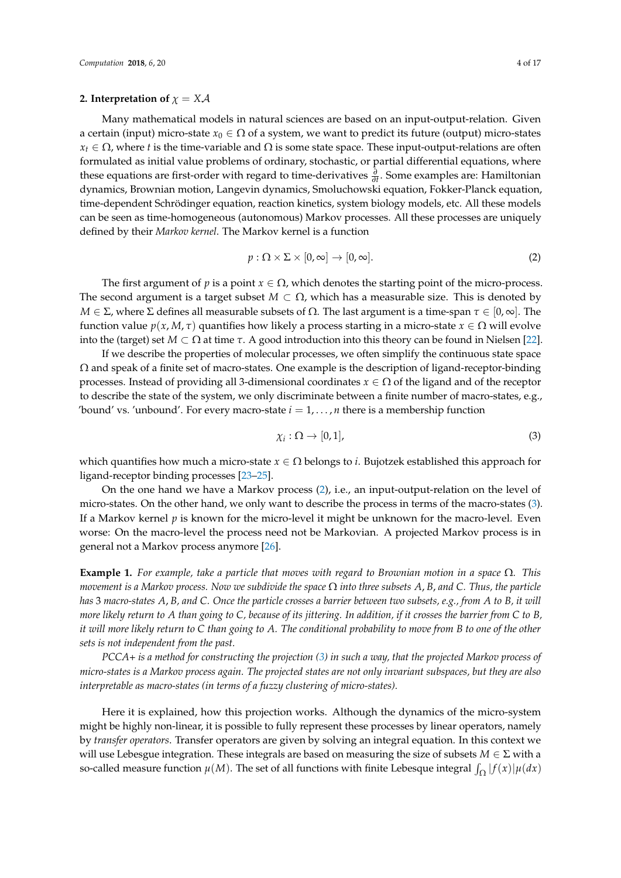## 2. Interpretation of $\chi = X\mathcal{A}$

Many mathematical models in natural sciences are based on an input-output-relation. Given a certain (input) micro-state $x_0 \in \Omega$ of a system, we want to predict its future (output) micro-states $x_t \in \Omega$, where $t$ is the time-variable and $\Omega$ is some state space. These input-output-relations are often formulated as initial value problems of ordinary, stochastic, or partial differential equations, where these equations are first-order with regard to time-derivatives $\frac{\partial}{\partial t}$. Some examples are: Hamiltonian dynamics, Brownian motion, Langevin dynamics, Smoluchowski equation, Fokker-Planck equation, time-dependent Schrödinger equation, reaction kinetics, system biology models, etc. All these models can be seen as time-homogeneous (autonomous) Markov processes. All these processes are uniquely defined by their *Markov kernel*. The Markov kernel is a function

$$p : \Omega \times \Sigma \times [0, \infty] \to [0, \infty]. \tag{2}$$

The first argument of $p$ is a point $x \in \Omega$, which denotes the starting point of the micro-process. The second argument is a target subset $M \subset \Omega$, which has a measurable size. This is denoted by $M \in \Sigma$, where $\Sigma$ defines all measurable subsets of $\Omega$. The last argument is a time-span $\tau \in [0, \infty]$. The function value $p(x, M, \tau)$ quantifies how likely a process starting in a micro-state $x \in \Omega$ will evolve into the (target) set $M \subset \Omega$ at time $\tau$. A good introduction into this theory can be found in Nielsen [22].

If we describe the properties of molecular processes, we often simplify the continuous state space $\Omega$ and speak of a finite set of macro-states. One example is the description of ligand-receptor-binding processes. Instead of providing all 3-dimensional coordinates $x \in \Omega$ of the ligand and of the receptor to describe the state of the system, we only discriminate between a finite number of macro-states, e.g., 'bound' vs. 'unbound'. For every macro-state $i = 1, \ldots, n$ there is a membership function

$$\chi_i : \Omega \to [0, 1], \tag{3}$$

which quantifies how much a micro-state $x \in \Omega$ belongs to $i$. Bujotzek established this approach for ligand-receptor binding processes [23–25].

On the one hand we have a Markov process (2), i.e., an input-output-relation on the level of micro-states. On the other hand, we only want to describe the process in terms of the macro-states (3). If a Markov kernel $p$ is known for the micro-level it might be unknown for the macro-level. Even worse: On the macro-level the process need not be Markovian. A projected Markov process is in general not a Markov process anymore [26].

**Example 1.** *For example, take a particle that moves with regard to Brownian motion in a space $\Omega$. This movement is a Markov process. Now we subdivide the space $\Omega$ into three subsets $A$, $B$, and $C$. Thus, the particle has 3 macro-states $A$, $B$, and $C$. Once the particle crosses a barrier between two subsets, e.g., from $A$ to $B$, it will more likely return to $A$ than going to $C$, because of its jittering. In addition, if it crosses the barrier from $C$ to $B$, it will more likely return to $C$ than going to $A$. The conditional probability to move from $B$ to one of the other sets is not independent from the past.*

*PCCA+ is a method for constructing the projection (3) in such a way, that the projected Markov process of micro-states is a Markov process again. The projected states are not only invariant subspaces, but they are also interpretable as macro-states (in terms of a fuzzy clustering of micro-states).*

Here it is explained, how this projection works. Although the dynamics of the micro-system might be highly non-linear, it is possible to fully represent these processes by linear operators, namely by *transfer operators*. Transfer operators are given by solving an integral equation. In this context we will use Lebesgue integration. These integrals are based on measuring the size of subsets $M \in \Sigma$ with a so-called measure function $\mu(M)$. The set of all functions with finite Lebesgue integral $\int_\Omega |f(x)|\mu(dx)$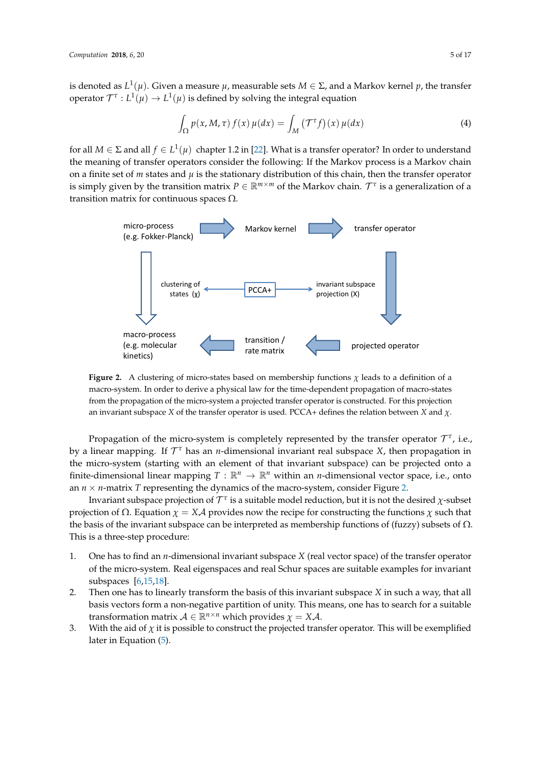is denoted as $L^1(\mu)$. Given a measure $\mu$, measurable sets $M \in \Sigma$, and a Markov kernel $p$, the transfer operator $\mathcal{T}^\tau : L^1(\mu) \to L^1(\mu)$ is defined by solving the integral equation

$$\int_\Omega p(x, M, \tau)\, f(x)\, \mu(dx) = \int_M (\mathcal{T}^\tau f)(x)\, \mu(dx) \tag{4}$$

for all $M \in \Sigma$ and all $f \in L^1(\mu)$ chapter 1.2 in [22]. What is a transfer operator? In order to understand the meaning of transfer operators consider the following: If the Markov process is a Markov chain on a finite set of $m$ states and $\mu$ is the stationary distribution of this chain, then the transfer operator is simply given by the transition matrix $P \in \mathbb{R}^{m \times m}$ of the Markov chain. $\mathcal{T}^\tau$ is a generalization of a transition matrix for continuous spaces $\Omega$.

micro-process (e.g. Fokker-Planck) → Markov kernel → transfer operator

clustering of states (χ) ← PCCA+ → invariant subspace projection (X)

macro-process (e.g. molecular kinetics) ← transition / rate matrix ← projected operator

**Figure 2.** A clustering of micro-states based on membership functions $\chi$ leads to a definition of a macro-system. In order to derive a physical law for the time-dependent propagation of macro-states from the propagation of the micro-system a projected transfer operator is constructed. For this projection an invariant subspace $X$ of the transfer operator is used. PCCA+ defines the relation between $X$ and $\chi$.

Propagation of the micro-system is completely represented by the transfer operator $\mathcal{T}^\tau$, i.e., by a linear mapping. If $\mathcal{T}^\tau$ has an $n$-dimensional invariant real subspace $X$, then propagation in the micro-system (starting with an element of that invariant subspace) can be projected onto a finite-dimensional linear mapping $T : \mathbb{R}^n \to \mathbb{R}^n$ within an $n$-dimensional vector space, i.e., onto an $n \times n$-matrix $T$ representing the dynamics of the macro-system, consider Figure 2.

Invariant subspace projection of $\mathcal{T}^\tau$ is a suitable model reduction, but it is not the desired $\chi$-subset projection of $\Omega$. Equation $\chi = X\mathcal{A}$ provides now the recipe for constructing the functions $\chi$ such that the basis of the invariant subspace can be interpreted as membership functions of (fuzzy) subsets of $\Omega$. This is a three-step procedure:

1. One has to find an $n$-dimensional invariant subspace $X$ (real vector space) of the transfer operator of the micro-system. Real eigenspaces and real Schur spaces are suitable examples for invariant subspaces [6,15,18].
2. Then one has to linearly transform the basis of this invariant subspace $X$ in such a way, that all basis vectors form a non-negative partition of unity. This means, one has to search for a suitable transformation matrix $\mathcal{A} \in \mathbb{R}^{n \times n}$ which provides $\chi = X\mathcal{A}$.
3. With the aid of $\chi$ it is possible to construct the projected transfer operator. This will be exemplified later in Equation (5).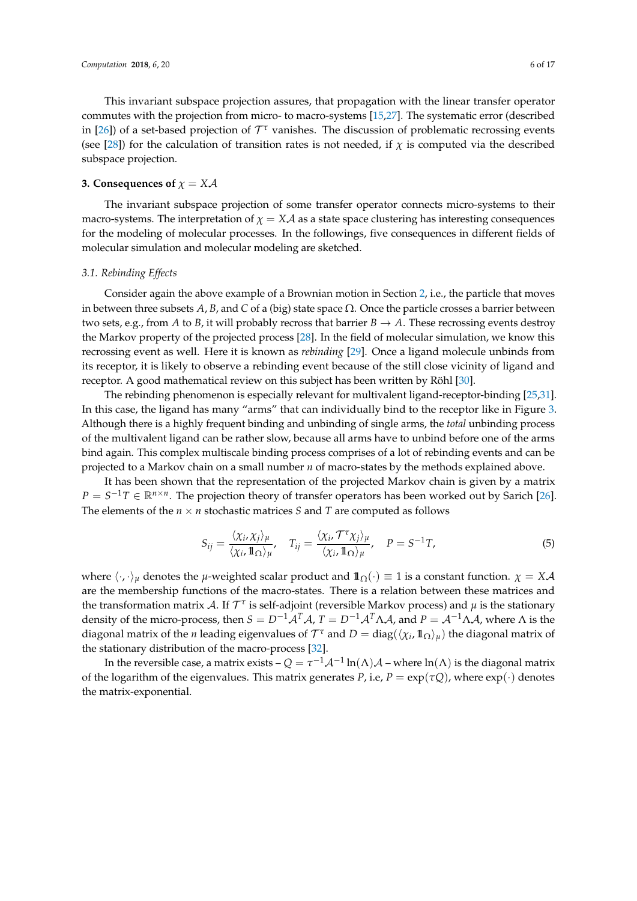This invariant subspace projection assures, that propagation with the linear transfer operator commutes with the projection from micro- to macro-systems [15,27]. The systematic error (described in [26]) of a set-based projection of $\mathcal{T}^\tau$ vanishes. The discussion of problematic recrossing events (see [28]) for the calculation of transition rates is not needed, if $\chi$ is computed via the described subspace projection.

## 3. Consequences of $\chi = X\mathcal{A}$

The invariant subspace projection of some transfer operator connects micro-systems to their macro-systems. The interpretation of $\chi = X\mathcal{A}$ as a state space clustering has interesting consequences for the modeling of molecular processes. In the followings, five consequences in different fields of molecular simulation and molecular modeling are sketched.

### *3.1. Rebinding Effects*

Consider again the above example of a Brownian motion in Section 2, i.e., the particle that moves in between three subsets $A$, $B$, and $C$ of a (big) state space $\Omega$. Once the particle crosses a barrier between two sets, e.g., from $A$ to $B$, it will probably recross that barrier $B \to A$. These recrossing events destroy the Markov property of the projected process [28]. In the field of molecular simulation, we know this recrossing event as well. Here it is known as *rebinding* [29]. Once a ligand molecule unbinds from its receptor, it is likely to observe a rebinding event because of the still close vicinity of ligand and receptor. A good mathematical review on this subject has been written by Röhl [30].

The rebinding phenomenon is especially relevant for multivalent ligand-receptor-binding [25,31]. In this case, the ligand has many "arms" that can individually bind to the receptor like in Figure 3. Although there is a highly frequent binding and unbinding of single arms, the *total* unbinding process of the multivalent ligand can be rather slow, because all arms have to unbind before one of the arms bind again. This complex multiscale binding process comprises of a lot of rebinding events and can be projected to a Markov chain on a small number $n$ of macro-states by the methods explained above.

It has been shown that the representation of the projected Markov chain is given by a matrix $P = S^{-1}T \in \mathbb{R}^{n\times n}$. The projection theory of transfer operators has been worked out by Sarich [26]. The elements of the $n \times n$ stochastic matrices $S$ and $T$ are computed as follows

$$S_{ij} = \frac{\langle \chi_i, \chi_j \rangle_\mu}{\langle \chi_i, \mathbb{1}_\Omega \rangle_\mu}, \quad T_{ij} = \frac{\langle \chi_i, \mathcal{T}^\tau \chi_j \rangle_\mu}{\langle \chi_i, \mathbb{1}_\Omega \rangle_\mu}, \quad P = S^{-1}T, \tag{5}$$

where $\langle \cdot, \cdot \rangle_\mu$ denotes the $\mu$-weighted scalar product and $\mathbb{1}_\Omega(\cdot) \equiv 1$ is a constant function. $\chi = X\mathcal{A}$ are the membership functions of the macro-states. There is a relation between these matrices and the transformation matrix $\mathcal{A}$. If $\mathcal{T}^\tau$ is self-adjoint (reversible Markov process) and $\mu$ is the stationary density of the micro-process, then $S = D^{-1}\mathcal{A}^T\mathcal{A}$, $T = D^{-1}\mathcal{A}^T\Lambda\mathcal{A}$, and $P = \mathcal{A}^{-1}\Lambda\mathcal{A}$, where $\Lambda$ is the diagonal matrix of the $n$ leading eigenvalues of $\mathcal{T}^\tau$ and $D = \mathrm{diag}(\langle \chi_i, \mathbb{1}_\Omega \rangle_\mu)$ the diagonal matrix of the stationary distribution of the macro-process [32].

In the reversible case, a matrix exists – $Q = \tau^{-1}\mathcal{A}^{-1}\ln(\Lambda)\mathcal{A}$ – where $\ln(\Lambda)$ is the diagonal matrix of the logarithm of the eigenvalues. This matrix generates $P$, i.e, $P = \exp(\tau Q)$, where $\exp(\cdot)$ denotes the matrix-exponential.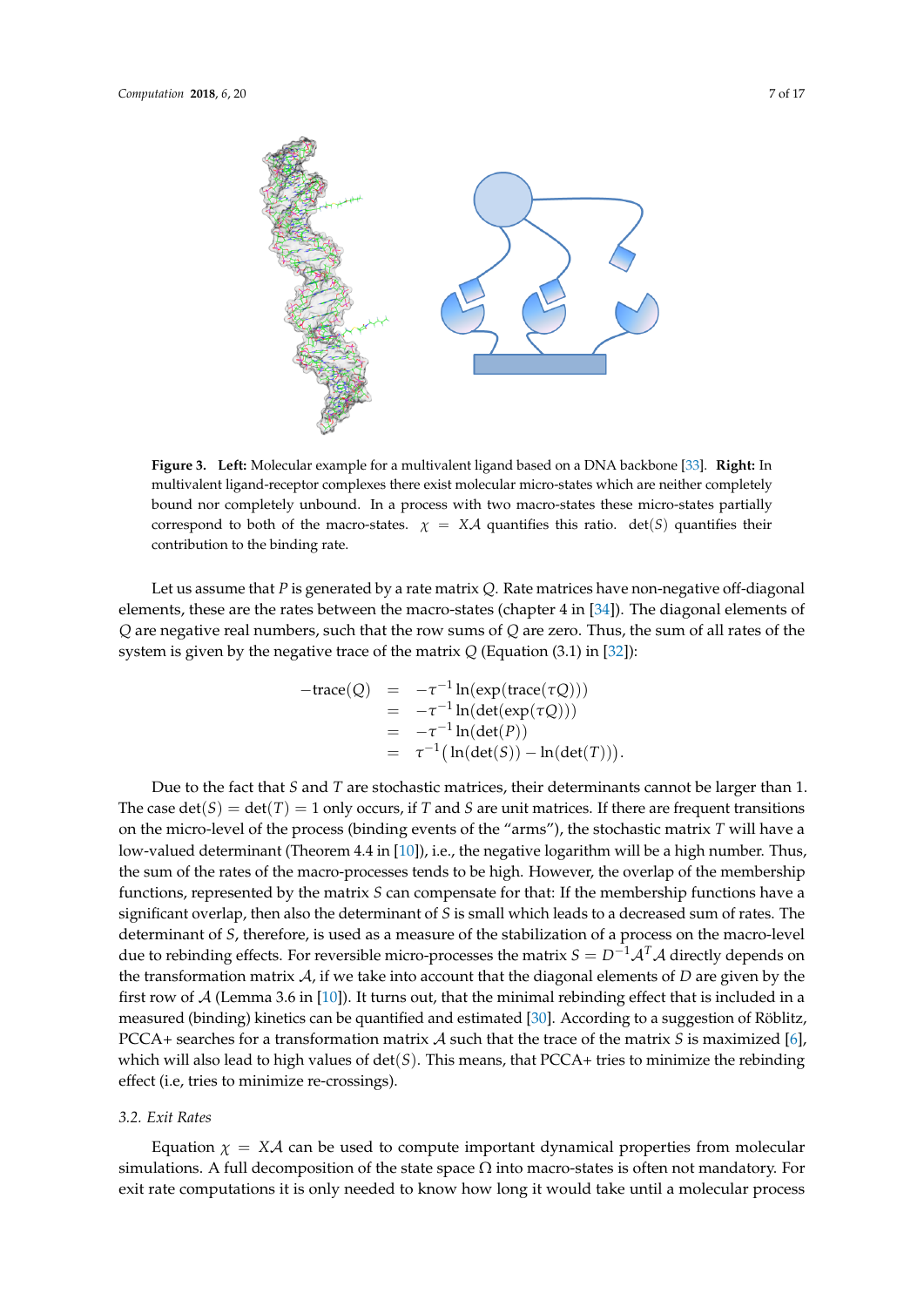**Figure 3.** **Left:** Molecular example for a multivalent ligand based on a DNA backbone [33]. **Right:** In multivalent ligand-receptor complexes there exist molecular micro-states which are neither completely bound nor completely unbound. In a process with two macro-states these micro-states partially correspond to both of the macro-states. $\chi = X\mathcal{A}$ quantifies this ratio. $\det(S)$ quantifies their contribution to the binding rate.

Let us assume that $P$ is generated by a rate matrix $Q$. Rate matrices have non-negative off-diagonal elements, these are the rates between the macro-states (chapter 4 in [34]). The diagonal elements of $Q$ are negative real numbers, such that the row sums of $Q$ are zero. Thus, the sum of all rates of the system is given by the negative trace of the matrix $Q$ (Equation (3.1) in [32]):

$$
\begin{aligned}
-\mathrm{trace}(Q) &= -\tau^{-1} \ln(\exp(\mathrm{trace}(\tau Q))) \\
&= -\tau^{-1} \ln(\det(\exp(\tau Q))) \\
&= -\tau^{-1} \ln(\det(P)) \\
&= \tau^{-1} \big( \ln(\det(S)) - \ln(\det(T)) \big).
\end{aligned}
$$

Due to the fact that $S$ and $T$ are stochastic matrices, their determinants cannot be larger than 1. The case $\det(S) = \det(T) = 1$ only occurs, if $T$ and $S$ are unit matrices. If there are frequent transitions on the micro-level of the process (binding events of the "arms"), the stochastic matrix $T$ will have a low-valued determinant (Theorem 4.4 in [10]), i.e., the negative logarithm will be a high number. Thus, the sum of the rates of the macro-processes tends to be high. However, the overlap of the membership functions, represented by the matrix $S$ can compensate for that: If the membership functions have a significant overlap, then also the determinant of $S$ is small which leads to a decreased sum of rates. The determinant of $S$, therefore, is used as a measure of the stabilization of a process on the macro-level due to rebinding effects. For reversible micro-processes the matrix $S = D^{-1}\mathcal{A}^T\mathcal{A}$ directly depends on the transformation matrix $\mathcal{A}$, if we take into account that the diagonal elements of $D$ are given by the first row of $\mathcal{A}$ (Lemma 3.6 in [10]). It turns out, that the minimal rebinding effect that is included in a measured (binding) kinetics can be quantified and estimated [30]. According to a suggestion of Röblitz, PCCA+ searches for a transformation matrix $\mathcal{A}$ such that the trace of the matrix $S$ is maximized [6], which will also lead to high values of $\det(S)$. This means, that PCCA+ tries to minimize the rebinding effect (i.e, tries to minimize re-crossings).

### 3.2. Exit Rates

Equation $\chi = X\mathcal{A}$ can be used to compute important dynamical properties from molecular simulations. A full decomposition of the state space $\Omega$ into macro-states is often not mandatory. For exit rate computations it is only needed to know how long it would take until a molecular process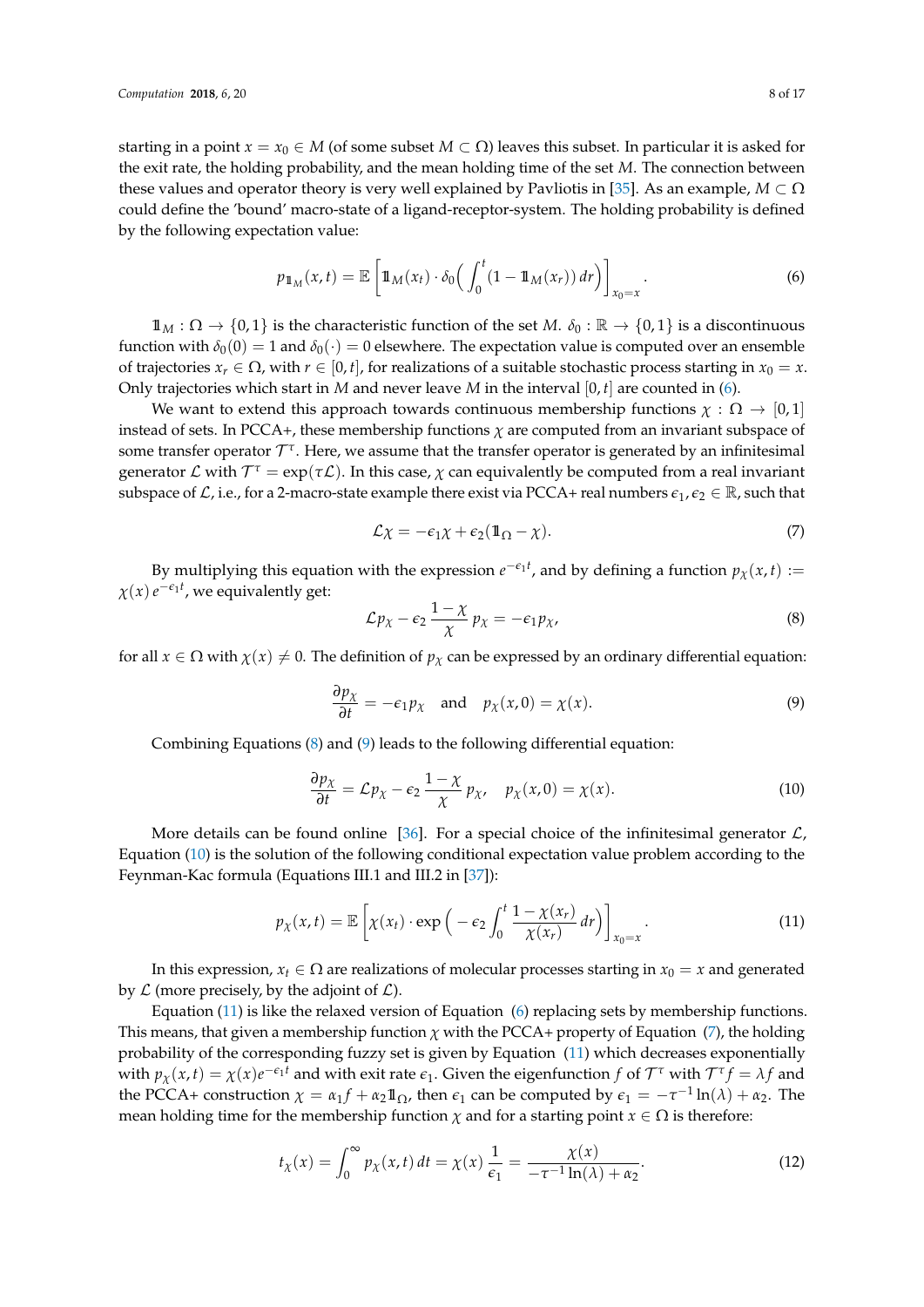starting in a point $x = x_0 \in M$ (of some subset $M \subset \Omega$) leaves this subset. In particular it is asked for the exit rate, the holding probability, and the mean holding time of the set $M$. The connection between these values and operator theory is very well explained by Pavliotis in [35]. As an example, $M \subset \Omega$ could define the 'bound' macro-state of a ligand-receptor-system. The holding probability is defined by the following expectation value:

$$p_{\mathbb{1}_M}(x,t) = \mathbb{E}\left[\mathbb{1}_M(x_t) \cdot \delta_0\Big(\int_0^t (1 - \mathbb{1}_M(x_r))\, dr\Big)\right]_{x_0 = x}. \tag{6}$$

$\mathbb{1}_M : \Omega \to \{0, 1\}$ is the characteristic function of the set $M$. $\delta_0 : \mathbb{R} \to \{0, 1\}$ is a discontinuous function with $\delta_0(0) = 1$ and $\delta_0(\cdot) = 0$ elsewhere. The expectation value is computed over an ensemble of trajectories $x_r \in \Omega$, with $r \in [0, t]$, for realizations of a suitable stochastic process starting in $x_0 = x$. Only trajectories which start in $M$ and never leave $M$ in the interval $[0, t]$ are counted in (6).

We want to extend this approach towards continuous membership functions $\chi : \Omega \to [0, 1]$ instead of sets. In PCCA+, these membership functions $\chi$ are computed from an invariant subspace of some transfer operator $\mathcal{T}^\tau$. Here, we assume that the transfer operator is generated by an infinitesimal generator $\mathcal{L}$ with $\mathcal{T}^\tau = \exp(\tau\mathcal{L})$. In this case, $\chi$ can equivalently be computed from a real invariant subspace of $\mathcal{L}$, i.e., for a 2-macro-state example there exist via PCCA+ real numbers $\epsilon_1, \epsilon_2 \in \mathbb{R}$, such that

$$\mathcal{L}\chi = -\epsilon_1 \chi + \epsilon_2(\mathbb{1}_\Omega - \chi). \tag{7}$$

By multiplying this equation with the expression $e^{-\epsilon_1 t}$, and by defining a function $p_\chi(x,t) := \chi(x)\, e^{-\epsilon_1 t}$, we equivalently get:

$$\mathcal{L} p_\chi - \epsilon_2 \, \frac{1-\chi}{\chi}\, p_\chi = -\epsilon_1 p_\chi, \tag{8}$$

for all $x \in \Omega$ with $\chi(x) \neq 0$. The definition of $p_\chi$ can be expressed by an ordinary differential equation:

$$\frac{\partial p_\chi}{\partial t} = -\epsilon_1 p_\chi \quad \text{and} \quad p_\chi(x, 0) = \chi(x). \tag{9}$$

Combining Equations (8) and (9) leads to the following differential equation:

$$\frac{\partial p_\chi}{\partial t} = \mathcal{L} p_\chi - \epsilon_2 \, \frac{1-\chi}{\chi}\, p_\chi, \quad p_\chi(x, 0) = \chi(x). \tag{10}$$

More details can be found online [36]. For a special choice of the infinitesimal generator $\mathcal{L}$, Equation (10) is the solution of the following conditional expectation value problem according to the Feynman-Kac formula (Equations III.1 and III.2 in [37]):

$$p_\chi(x,t) = \mathbb{E}\left[\chi(x_t) \cdot \exp\Big(-\epsilon_2 \int_0^t \frac{1 - \chi(x_r)}{\chi(x_r)}\, dr\Big)\right]_{x_0 = x}. \tag{11}$$

In this expression, $x_t \in \Omega$ are realizations of molecular processes starting in $x_0 = x$ and generated by $\mathcal{L}$ (more precisely, by the adjoint of $\mathcal{L}$).

Equation (11) is like the relaxed version of Equation (6) replacing sets by membership functions. This means, that given a membership function $\chi$ with the PCCA+ property of Equation (7), the holding probability of the corresponding fuzzy set is given by Equation (11) which decreases exponentially with $p_\chi(x,t) = \chi(x) e^{-\epsilon_1 t}$ and with exit rate $\epsilon_1$. Given the eigenfunction $f$ of $\mathcal{T}^\tau$ with $\mathcal{T}^\tau f = \lambda f$ and the PCCA+ construction $\chi = \alpha_1 f + \alpha_2 \mathbb{1}_\Omega$, then $\epsilon_1$ can be computed by $\epsilon_1 = -\tau^{-1}\ln(\lambda) + \alpha_2$. The mean holding time for the membership function $\chi$ and for a starting point $x \in \Omega$ is therefore:

$$t_\chi(x) = \int_0^\infty p_\chi(x,t)\, dt = \chi(x)\, \frac{1}{\epsilon_1} = \frac{\chi(x)}{-\tau^{-1}\ln(\lambda) + \alpha_2}. \tag{12}$$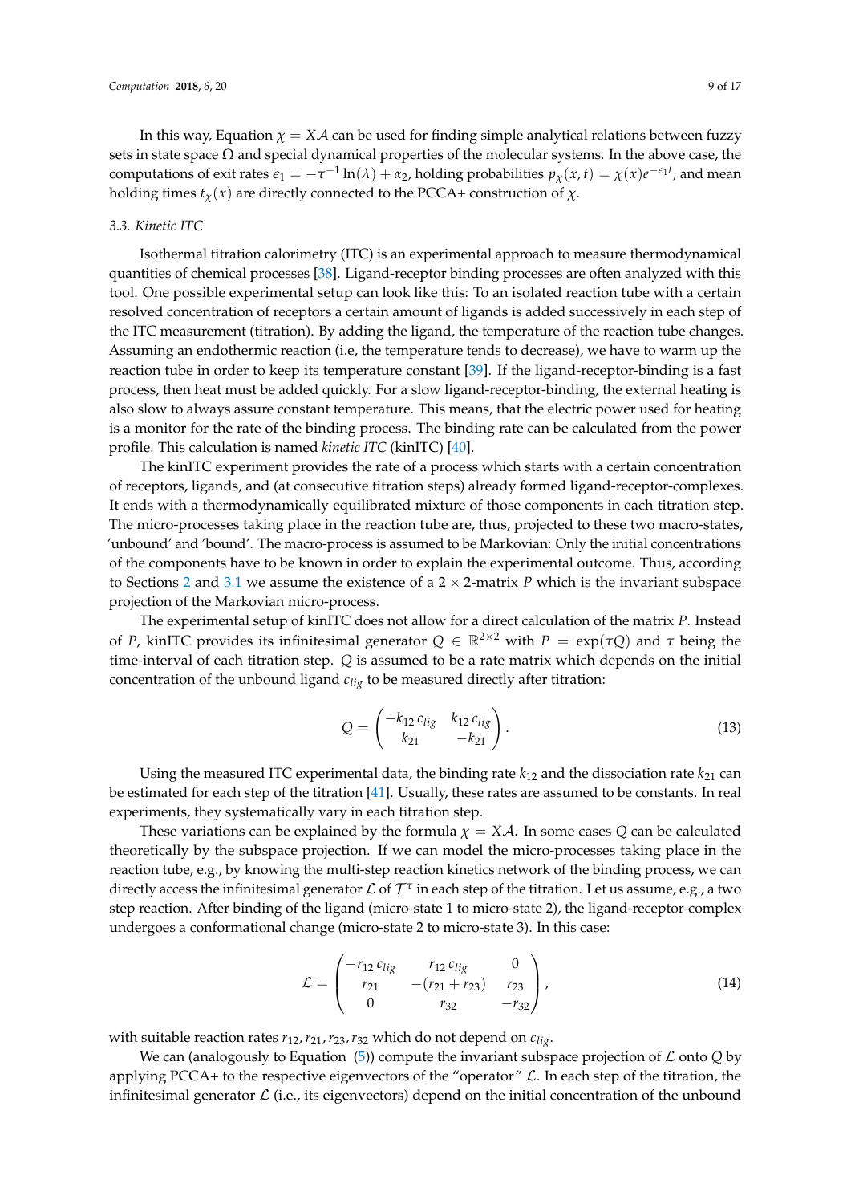In this way, Equation $\chi = X\mathcal{A}$ can be used for finding simple analytical relations between fuzzy sets in state space $\Omega$ and special dynamical properties of the molecular systems. In the above case, the computations of exit rates $\epsilon_1 = -\tau^{-1}\ln(\lambda) + \alpha_2$, holding probabilities $p_\chi(x,t) = \chi(x)e^{-\epsilon_1 t}$, and mean holding times $t_\chi(x)$ are directly connected to the PCCA+ construction of $\chi$.

### 3.3. Kinetic ITC

Isothermal titration calorimetry (ITC) is an experimental approach to measure thermodynamical quantities of chemical processes [38]. Ligand-receptor binding processes are often analyzed with this tool. One possible experimental setup can look like this: To an isolated reaction tube with a certain resolved concentration of receptors a certain amount of ligands is added successively in each step of the ITC measurement (titration). By adding the ligand, the temperature of the reaction tube changes. Assuming an endothermic reaction (i.e, the temperature tends to decrease), we have to warm up the reaction tube in order to keep its temperature constant [39]. If the ligand-receptor-binding is a fast process, then heat must be added quickly. For a slow ligand-receptor-binding, the external heating is also slow to always assure constant temperature. This means, that the electric power used for heating is a monitor for the rate of the binding process. The binding rate can be calculated from the power profile. This calculation is named *kinetic ITC* (kinITC) [40].

The kinITC experiment provides the rate of a process which starts with a certain concentration of receptors, ligands, and (at consecutive titration steps) already formed ligand-receptor-complexes. It ends with a thermodynamically equilibrated mixture of those components in each titration step. The micro-processes taking place in the reaction tube are, thus, projected to these two macro-states, 'unbound' and 'bound'. The macro-process is assumed to be Markovian: Only the initial concentrations of the components have to be known in order to explain the experimental outcome. Thus, according to Sections 2 and 3.1 we assume the existence of a $2 \times 2$-matrix $P$ which is the invariant subspace projection of the Markovian micro-process.

The experimental setup of kinITC does not allow for a direct calculation of the matrix $P$. Instead of $P$, kinITC provides its infinitesimal generator $Q \in \mathbb{R}^{2\times 2}$ with $P = \exp(\tau Q)$ and $\tau$ being the time-interval of each titration step. $Q$ is assumed to be a rate matrix which depends on the initial concentration of the unbound ligand $c_{lig}$ to be measured directly after titration:

$$Q = \begin{pmatrix} -k_{12}\, c_{lig} & k_{12}\, c_{lig} \\ k_{21} & -k_{21} \end{pmatrix}. \tag{13}$$

Using the measured ITC experimental data, the binding rate $k_{12}$ and the dissociation rate $k_{21}$ can be estimated for each step of the titration [41]. Usually, these rates are assumed to be constants. In real experiments, they systematically vary in each titration step.

These variations can be explained by the formula $\chi = X\mathcal{A}$. In some cases $Q$ can be calculated theoretically by the subspace projection. If we can model the micro-processes taking place in the reaction tube, e.g., by knowing the multi-step reaction kinetics network of the binding process, we can directly access the infinitesimal generator $\mathcal{L}$ of $\mathcal{T}^\tau$ in each step of the titration. Let us assume, e.g., a two step reaction. After binding of the ligand (micro-state 1 to micro-state 2), the ligand-receptor-complex undergoes a conformational change (micro-state 2 to micro-state 3). In this case:

$$\mathcal{L} = \begin{pmatrix} -r_{12}\, c_{lig} & r_{12}\, c_{lig} & 0 \\ r_{21} & -(r_{21} + r_{23}) & r_{23} \\ 0 & r_{32} & -r_{32} \end{pmatrix}, \tag{14}$$

with suitable reaction rates $r_{12}, r_{21}, r_{23}, r_{32}$ which do not depend on $c_{lig}$.

We can (analogously to Equation (5)) compute the invariant subspace projection of $\mathcal{L}$ onto $Q$ by applying PCCA+ to the respective eigenvectors of the "operator" $\mathcal{L}$. In each step of the titration, the infinitesimal generator $\mathcal{L}$ (i.e., its eigenvectors) depend on the initial concentration of the unbound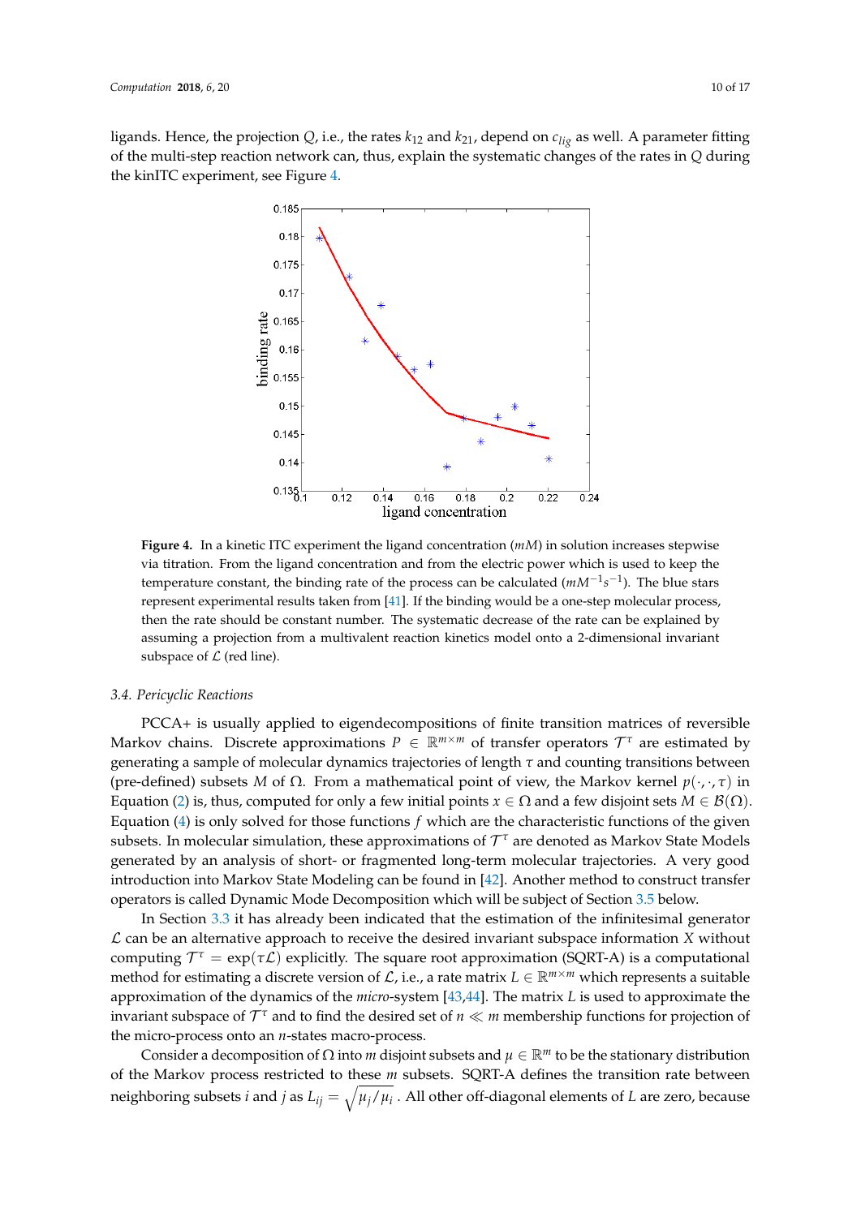ligands. Hence, the projection $Q$, i.e., the rates $k_{12}$ and $k_{21}$, depend on $c_{lig}$ as well. A parameter fitting of the multi-step reaction network can, thus, explain the systematic changes of the rates in $Q$ during the kinITC experiment, see Figure 4.

**Figure 4.** In a kinetic ITC experiment the ligand concentration ($mM$) in solution increases stepwise via titration. From the ligand concentration and from the electric power which is used to keep the temperature constant, the binding rate of the process can be calculated ($mM^{-1}s^{-1}$). The blue stars represent experimental results taken from [41]. If the binding would be a one-step molecular process, then the rate should be constant number. The systematic decrease of the rate can be explained by assuming a projection from a multivalent reaction kinetics model onto a 2-dimensional invariant subspace of $\mathcal{L}$ (red line).

### 3.4. Pericyclic Reactions

PCCA+ is usually applied to eigendecompositions of finite transition matrices of reversible Markov chains. Discrete approximations $P \in \mathbb{R}^{m \times m}$ of transfer operators $\mathcal{T}^\tau$ are estimated by generating a sample of molecular dynamics trajectories of length $\tau$ and counting transitions between (pre-defined) subsets $M$ of $\Omega$. From a mathematical point of view, the Markov kernel $p(\cdot, \cdot, \tau)$ in Equation (2) is, thus, computed for only a few initial points $x \in \Omega$ and a few disjoint sets $M \in \mathcal{B}(\Omega)$. Equation (4) is only solved for those functions $f$ which are the characteristic functions of the given subsets. In molecular simulation, these approximations of $\mathcal{T}^\tau$ are denoted as Markov State Models generated by an analysis of short- or fragmented long-term molecular trajectories. A very good introduction into Markov State Modeling can be found in [42]. Another method to construct transfer operators is called Dynamic Mode Decomposition which will be subject of Section 3.5 below.

In Section 3.3 it has already been indicated that the estimation of the infinitesimal generator $\mathcal{L}$ can be an alternative approach to receive the desired invariant subspace information $X$ without computing $\mathcal{T}^\tau = \exp(\tau \mathcal{L})$ explicitly. The square root approximation (SQRT-A) is a computational method for estimating a discrete version of $\mathcal{L}$, i.e., a rate matrix $L \in \mathbb{R}^{m \times m}$ which represents a suitable approximation of the dynamics of the *micro*-system [43,44]. The matrix $L$ is used to approximate the invariant subspace of $\mathcal{T}^\tau$ and to find the desired set of $n \ll m$ membership functions for projection of the micro-process onto an $n$-states macro-process.

Consider a decomposition of $\Omega$ into $m$ disjoint subsets and $\mu \in \mathbb{R}^m$ to be the stationary distribution of the Markov process restricted to these $m$ subsets. SQRT-A defines the transition rate between neighboring subsets $i$ and $j$ as $L_{ij} = \sqrt{\mu_j / \mu_i}$ . All other off-diagonal elements of $L$ are zero, because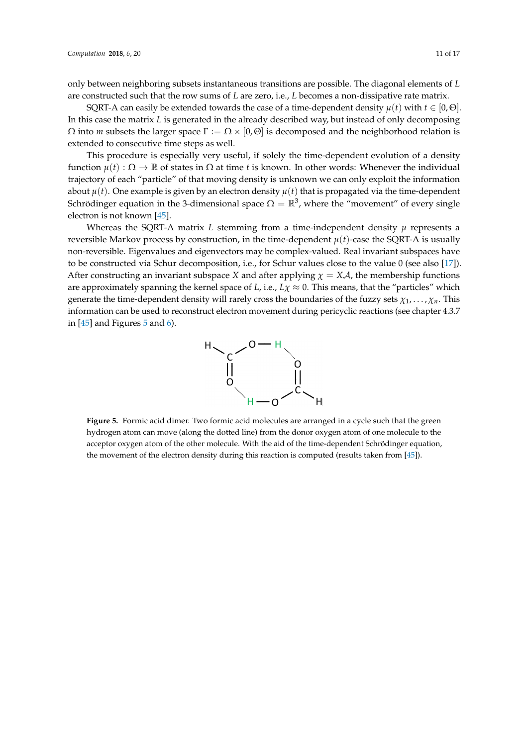only between neighboring subsets instantaneous transitions are possible. The diagonal elements of $L$ are constructed such that the row sums of $L$ are zero, i.e., $L$ becomes a non-dissipative rate matrix.

SQRT-A can easily be extended towards the case of a time-dependent density $\mu(t)$ with $t \in [0, \Theta]$. In this case the matrix $L$ is generated in the already described way, but instead of only decomposing $\Omega$ into $m$ subsets the larger space $\Gamma := \Omega \times [0, \Theta]$ is decomposed and the neighborhood relation is extended to consecutive time steps as well.

This procedure is especially very useful, if solely the time-dependent evolution of a density function $\mu(t) : \Omega \to \mathbb{R}$ of states in $\Omega$ at time $t$ is known. In other words: Whenever the individual trajectory of each "particle" of that moving density is unknown we can only exploit the information about $\mu(t)$. One example is given by an electron density $\mu(t)$ that is propagated via the time-dependent Schrödinger equation in the 3-dimensional space $\Omega = \mathbb{R}^3$, where the "movement" of every single electron is not known [45].

Whereas the SQRT-A matrix $L$ stemming from a time-independent density $\mu$ represents a reversible Markov process by construction, in the time-dependent $\mu(t)$-case the SQRT-A is usually non-reversible. Eigenvalues and eigenvectors may be complex-valued. Real invariant subspaces have to be constructed via Schur decomposition, i.e., for Schur values close to the value 0 (see also [17]). After constructing an invariant subspace $X$ and after applying $\chi = X\mathcal{A}$, the membership functions are approximately spanning the kernel space of $L$, i.e., $L\chi \approx 0$. This means, that the "particles" which generate the time-dependent density will rarely cross the boundaries of the fuzzy sets $\chi_1, \ldots, \chi_n$. This information can be used to reconstruct electron movement during pericyclic reactions (see chapter 4.3.7 in [45] and Figures 5 and 6).

**Figure 5.** Formic acid dimer. Two formic acid molecules are arranged in a cycle such that the green hydrogen atom can move (along the dotted line) from the donor oxygen atom of one molecule to the acceptor oxygen atom of the other molecule. With the aid of the time-dependent Schrödinger equation, the movement of the electron density during this reaction is computed (results taken from [45]).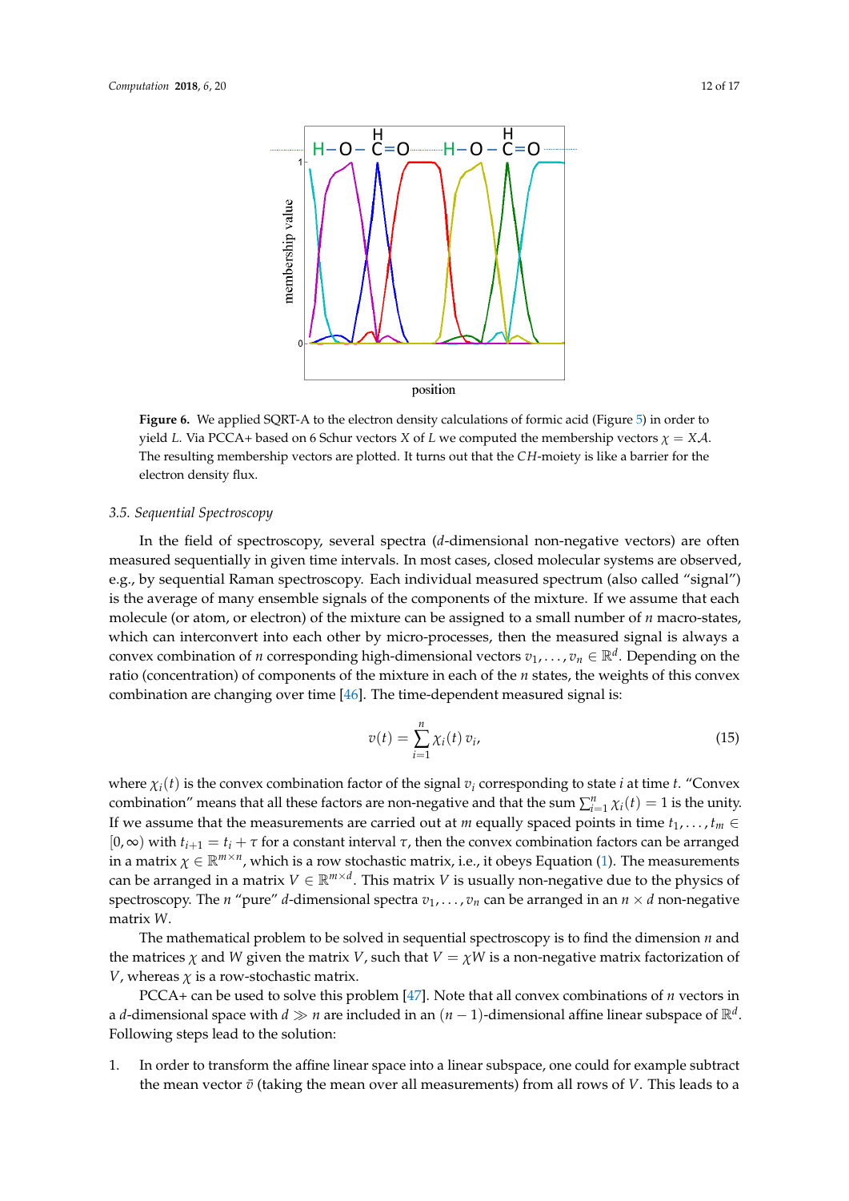**Figure 6.** We applied SQRT-A to the electron density calculations of formic acid (Figure 5) in order to yield $L$. Via PCCA+ based on 6 Schur vectors $X$ of $L$ we computed the membership vectors $\chi = X\mathcal{A}$. The resulting membership vectors are plotted. It turns out that the $CH$-moiety is like a barrier for the electron density flux.

### 3.5. Sequential Spectroscopy

In the field of spectroscopy, several spectra ($d$-dimensional non-negative vectors) are often measured sequentially in given time intervals. In most cases, closed molecular systems are observed, e.g., by sequential Raman spectroscopy. Each individual measured spectrum (also called "signal") is the average of many ensemble signals of the components of the mixture. If we assume that each molecule (or atom, or electron) of the mixture can be assigned to a small number of $n$ macro-states, which can interconvert into each other by micro-processes, then the measured signal is always a convex combination of $n$ corresponding high-dimensional vectors $v_1, \ldots, v_n \in \mathbb{R}^d$. Depending on the ratio (concentration) of components of the mixture in each of the $n$ states, the weights of this convex combination are changing over time [46]. The time-dependent measured signal is:

$$v(t) = \sum_{i=1}^{n} \chi_i(t)\, v_i, \tag{15}$$

where $\chi_i(t)$ is the convex combination factor of the signal $v_i$ corresponding to state $i$ at time $t$. "Convex combination" means that all these factors are non-negative and that the sum $\sum_{i=1}^{n} \chi_i(t) = 1$ is the unity. If we assume that the measurements are carried out at $m$ equally spaced points in time $t_1, \ldots, t_m \in [0, \infty)$ with $t_{i+1} = t_i + \tau$ for a constant interval $\tau$, then the convex combination factors can be arranged in a matrix $\chi \in \mathbb{R}^{m \times n}$, which is a row stochastic matrix, i.e., it obeys Equation (1). The measurements can be arranged in a matrix $V \in \mathbb{R}^{m \times d}$. This matrix $V$ is usually non-negative due to the physics of spectroscopy. The $n$ "pure" $d$-dimensional spectra $v_1, \ldots, v_n$ can be arranged in an $n \times d$ non-negative matrix $W$.

The mathematical problem to be solved in sequential spectroscopy is to find the dimension $n$ and the matrices $\chi$ and $W$ given the matrix $V$, such that $V = \chi W$ is a non-negative matrix factorization of $V$, whereas $\chi$ is a row-stochastic matrix.

PCCA+ can be used to solve this problem [47]. Note that all convex combinations of $n$ vectors in a $d$-dimensional space with $d \gg n$ are included in an $(n-1)$-dimensional affine linear subspace of $\mathbb{R}^d$. Following steps lead to the solution:

1. In order to transform the affine linear space into a linear subspace, one could for example subtract the mean vector $\bar{v}$ (taking the mean over all measurements) from all rows of $V$. This leads to a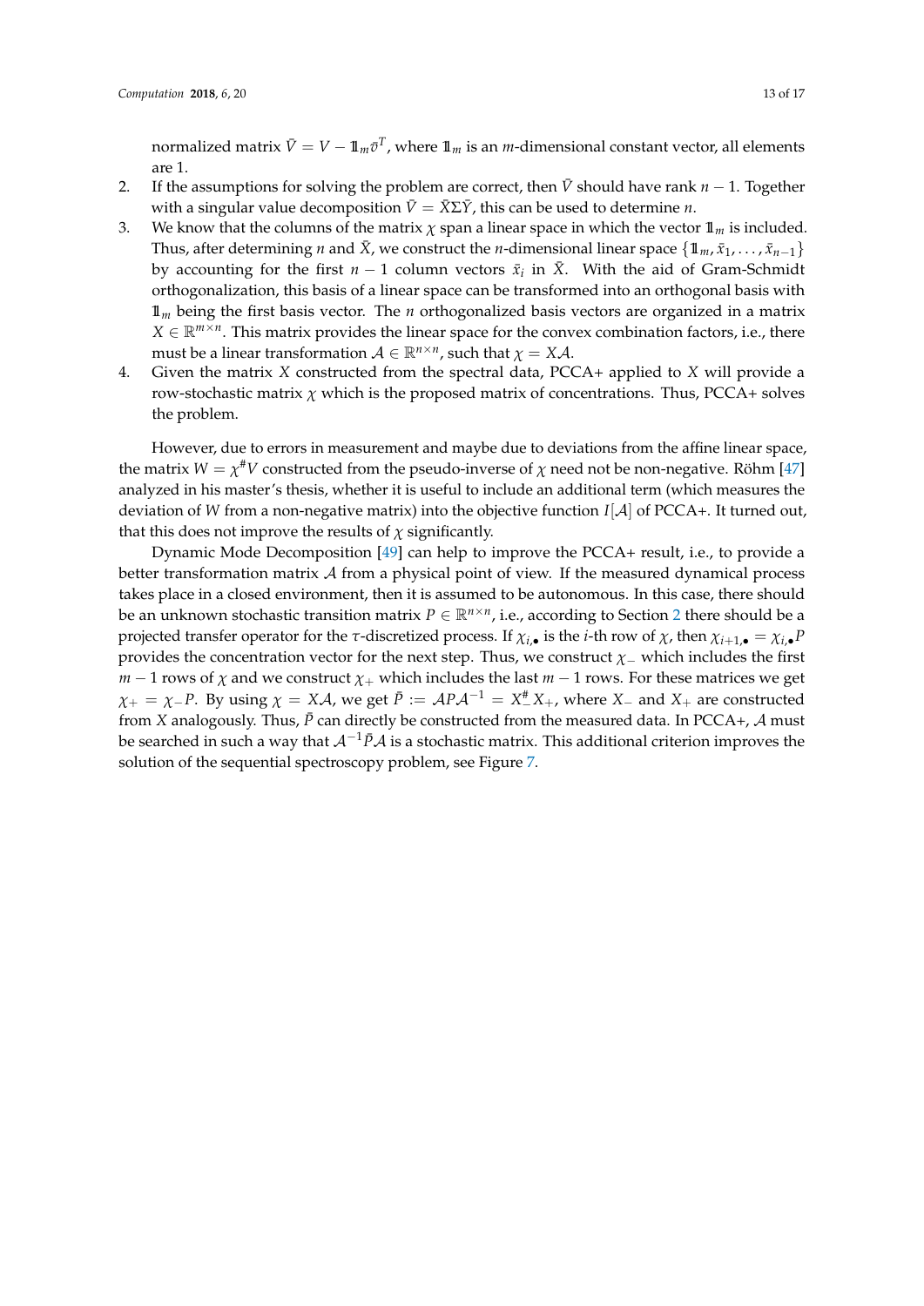normalized matrix $\bar{V} = V - \mathbb{1}_m \bar{v}^T$, where $\mathbb{1}_m$ is an $m$-dimensional constant vector, all elements are 1.

2. If the assumptions for solving the problem are correct, then $\bar{V}$ should have rank $n-1$. Together with a singular value decomposition $\bar{V} = \bar{X}\Sigma\bar{Y}$, this can be used to determine $n$.
3. We know that the columns of the matrix $\chi$ span a linear space in which the vector $\mathbb{1}_m$ is included. Thus, after determining $n$ and $\bar{X}$, we construct the $n$-dimensional linear space $\{\mathbb{1}_m, \bar{x}_1, \ldots, \bar{x}_{n-1}\}$ by accounting for the first $n-1$ column vectors $\bar{x}_i$ in $\bar{X}$. With the aid of Gram-Schmidt orthogonalization, this basis of a linear space can be transformed into an orthogonal basis with $\mathbb{1}_m$ being the first basis vector. The $n$ orthogonalized basis vectors are organized in a matrix $X \in \mathbb{R}^{m \times n}$. This matrix provides the linear space for the convex combination factors, i.e., there must be a linear transformation $\mathcal{A} \in \mathbb{R}^{n \times n}$, such that $\chi = X\mathcal{A}$.
4. Given the matrix $X$ constructed from the spectral data, PCCA+ applied to $X$ will provide a row-stochastic matrix $\chi$ which is the proposed matrix of concentrations. Thus, PCCA+ solves the problem.

However, due to errors in measurement and maybe due to deviations from the affine linear space, the matrix $W = \chi^{\#}V$ constructed from the pseudo-inverse of $\chi$ need not be non-negative. Röhm [47] analyzed in his master's thesis, whether it is useful to include an additional term (which measures the deviation of $W$ from a non-negative matrix) into the objective function $I[\mathcal{A}]$ of PCCA+. It turned out, that this does not improve the results of $\chi$ significantly.

Dynamic Mode Decomposition [49] can help to improve the PCCA+ result, i.e., to provide a better transformation matrix $\mathcal{A}$ from a physical point of view. If the measured dynamical process takes place in a closed environment, then it is assumed to be autonomous. In this case, there should be an unknown stochastic transition matrix $P \in \mathbb{R}^{n \times n}$, i.e., according to Section 2 there should be a projected transfer operator for the $\tau$-discretized process. If $\chi_{i,\bullet}$ is the $i$-th row of $\chi$, then $\chi_{i+1,\bullet} = \chi_{i,\bullet}P$ provides the concentration vector for the next step. Thus, we construct $\chi_-$ which includes the first $m-1$ rows of $\chi$ and we construct $\chi_+$ which includes the last $m-1$ rows. For these matrices we get $\chi_+ = \chi_- P$. By using $\chi = X\mathcal{A}$, we get $\bar{P} := \mathcal{A}P\mathcal{A}^{-1} = X_-^{\#}X_+$, where $X_-$ and $X_+$ are constructed from $X$ analogously. Thus, $\bar{P}$ can directly be constructed from the measured data. In PCCA+, $\mathcal{A}$ must be searched in such a way that $\mathcal{A}^{-1}\bar{P}\mathcal{A}$ is a stochastic matrix. This additional criterion improves the solution of the sequential spectroscopy problem, see Figure 7.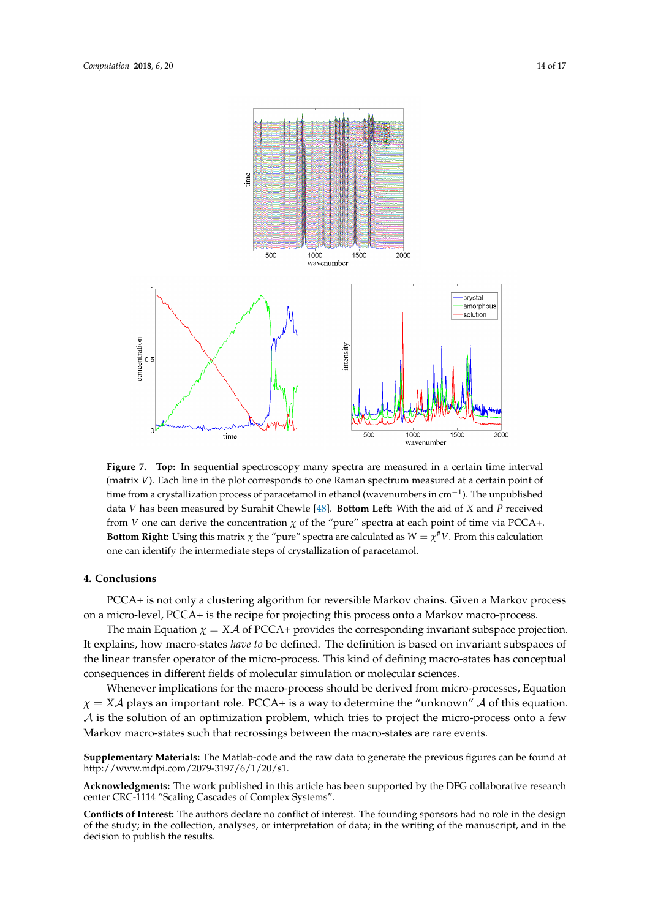**Figure 7. Top:** In sequential spectroscopy many spectra are measured in a certain time interval (matrix $V$). Each line in the plot corresponds to one Raman spectrum measured at a certain point of time from a crystallization process of paracetamol in ethanol (wavenumbers in $\text{cm}^{-1}$). The unpublished data $V$ has been measured by Surahit Chewle [48]. **Bottom Left:** With the aid of $X$ and $\bar{P}$ received from $V$ one can derive the concentration $\chi$ of the "pure" spectra at each point of time via PCCA+. **Bottom Right:** Using this matrix $\chi$ the "pure" spectra are calculated as $W = \chi^{\#}V$. From this calculation one can identify the intermediate steps of crystallization of paracetamol.

## 4. Conclusions

PCCA+ is not only a clustering algorithm for reversible Markov chains. Given a Markov process on a micro-level, PCCA+ is the recipe for projecting this process onto a Markov macro-process.

The main Equation $\chi = X\mathcal{A}$ of PCCA+ provides the corresponding invariant subspace projection. It explains, how macro-states *have to* be defined. The definition is based on invariant subspaces of the linear transfer operator of the micro-process. This kind of defining macro-states has conceptual consequences in different fields of molecular simulation or molecular sciences.

Whenever implications for the macro-process should be derived from micro-processes, Equation $\chi = X\mathcal{A}$ plays an important role. PCCA+ is a way to determine the "unknown" $\mathcal{A}$ of this equation. $\mathcal{A}$ is the solution of an optimization problem, which tries to project the micro-process onto a few Markov macro-states such that recrossings between the macro-states are rare events.

**Supplementary Materials:** The Matlab-code and the raw data to generate the previous figures can be found at http://www.mdpi.com/2079-3197/6/1/20/s1.

**Acknowledgments:** The work published in this article has been supported by the DFG collaborative research center CRC-1114 "Scaling Cascades of Complex Systems".

**Conflicts of Interest:** The authors declare no conflict of interest. The founding sponsors had no role in the design of the study; in the collection, analyses, or interpretation of data; in the writing of the manuscript, and in the decision to publish the results.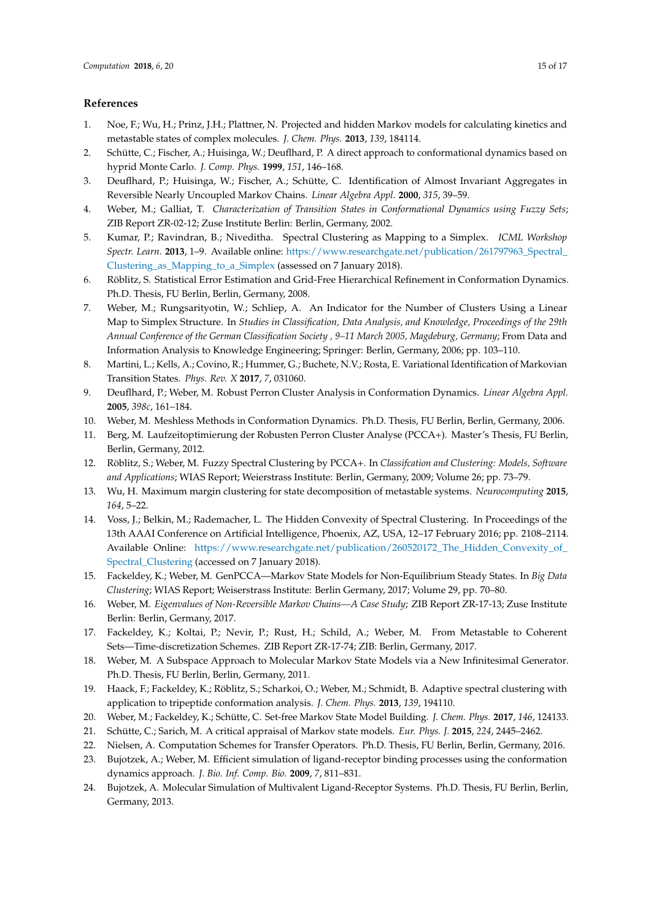## References

1. Noe, F.; Wu, H.; Prinz, J.H.; Plattner, N. Projected and hidden Markov models for calculating kinetics and metastable states of complex molecules. *J. Chem. Phys.* **2013**, *139*, 184114.
2. Schütte, C.; Fischer, A.; Huisinga, W.; Deuflhard, P. A direct approach to conformational dynamics based on hyprid Monte Carlo. *J. Comp. Phys.* **1999**, *151*, 146–168.
3. Deuflhard, P.; Huisinga, W.; Fischer, A.; Schütte, C. Identification of Almost Invariant Aggregates in Reversible Nearly Uncoupled Markov Chains. *Linear Algebra Appl.* **2000**, *315*, 39–59.
4. Weber, M.; Galliat, T. *Characterization of Transition States in Conformational Dynamics using Fuzzy Sets*; ZIB Report ZR-02-12; Zuse Institute Berlin: Berlin, Germany, 2002.
5. Kumar, P.; Ravindran, B.; Niveditha. Spectral Clustering as Mapping to a Simplex. *ICML Workshop Spectr. Learn.* **2013**, 1–9. Available online: https://www.researchgate.net/publication/261797963_Spectral_Clustering_as_Mapping_to_a_Simplex (assessed on 7 January 2018).
6. Röblitz, S. Statistical Error Estimation and Grid-Free Hierarchical Refinement in Conformation Dynamics. Ph.D. Thesis, FU Berlin, Berlin, Germany, 2008.
7. Weber, M.; Rungsarityotin, W.; Schliep, A. An Indicator for the Number of Clusters Using a Linear Map to Simplex Structure. In *Studies in Classification, Data Analysis, and Knowledge, Proceedings of the 29th Annual Conference of the German Classification Society , 9–11 March 2005, Magdeburg, Germany*; From Data and Information Analysis to Knowledge Engineering; Springer: Berlin, Germany, 2006; pp. 103–110.
8. Martini, L.; Kells, A.; Covino, R.; Hummer, G.; Buchete, N.V.; Rosta, E. Variational Identification of Markovian Transition States. *Phys. Rev. X* **2017**, *7*, 031060.
9. Deuflhard, P.; Weber, M. Robust Perron Cluster Analysis in Conformation Dynamics. *Linear Algebra Appl.* **2005**, *398c*, 161–184.
10. Weber, M. Meshless Methods in Conformation Dynamics. Ph.D. Thesis, FU Berlin, Berlin, Germany, 2006.
11. Berg, M. Laufzeitoptimierung der Robusten Perron Cluster Analyse (PCCA+). Master's Thesis, FU Berlin, Berlin, Germany, 2012.
12. Röblitz, S.; Weber, M. Fuzzy Spectral Clustering by PCCA+. In *Classifcation and Clustering: Models, Software and Applications*; WIAS Report; Weierstrass Institute: Berlin, Germany, 2009; Volume 26; pp. 73–79.
13. Wu, H. Maximum margin clustering for state decomposition of metastable systems. *Neurocomputing* **2015**, *164*, 5–22.
14. Voss, J.; Belkin, M.; Rademacher, L. The Hidden Convexity of Spectral Clustering. In Proceedings of the 13th AAAI Conference on Artificial Intelligence, Phoenix, AZ, USA, 12–17 February 2016; pp. 2108–2114. Available Online: https://www.researchgate.net/publication/260520172_The_Hidden_Convexity_of_Spectral_Clustering (accessed on 7 January 2018).
15. Fackeldey, K.; Weber, M. GenPCCA—Markov State Models for Non-Equilibrium Steady States. In *Big Data Clustering*; WIAS Report; Weiserstrass Institute: Berlin Germany, 2017; Volume 29, pp. 70–80.
16. Weber, M. *Eigenvalues of Non-Reversible Markov Chains—A Case Study*; ZIB Report ZR-17-13; Zuse Institute Berlin: Berlin, Germany, 2017.
17. Fackeldey, K.; Koltai, P.; Nevir, P.; Rust, H.; Schild, A.; Weber, M. From Metastable to Coherent Sets—Time-discretization Schemes. ZIB Report ZR-17-74; ZIB: Berlin, Germany, 2017.
18. Weber, M. A Subspace Approach to Molecular Markov State Models via a New Infinitesimal Generator. Ph.D. Thesis, FU Berlin, Berlin, Germany, 2011.
19. Haack, F.; Fackeldey, K.; Röblitz, S.; Scharkoi, O.; Weber, M.; Schmidt, B. Adaptive spectral clustering with application to tripeptide conformation analysis. *J. Chem. Phys.* **2013**, *139*, 194110.
20. Weber, M.; Fackeldey, K.; Schütte, C. Set-free Markov State Model Building. *J. Chem. Phys.* **2017**, *146*, 124133.
21. Schütte, C.; Sarich, M. A critical appraisal of Markov state models. *Eur. Phys. J.* **2015**, *224*, 2445–2462.
22. Nielsen, A. Computation Schemes for Transfer Operators. Ph.D. Thesis, FU Berlin, Berlin, Germany, 2016.
23. Bujotzek, A.; Weber, M. Efficient simulation of ligand-receptor binding processes using the conformation dynamics approach. *J. Bio. Inf. Comp. Bio.* **2009**, *7*, 811–831.
24. Bujotzek, A. Molecular Simulation of Multivalent Ligand-Receptor Systems. Ph.D. Thesis, FU Berlin, Berlin, Germany, 2013.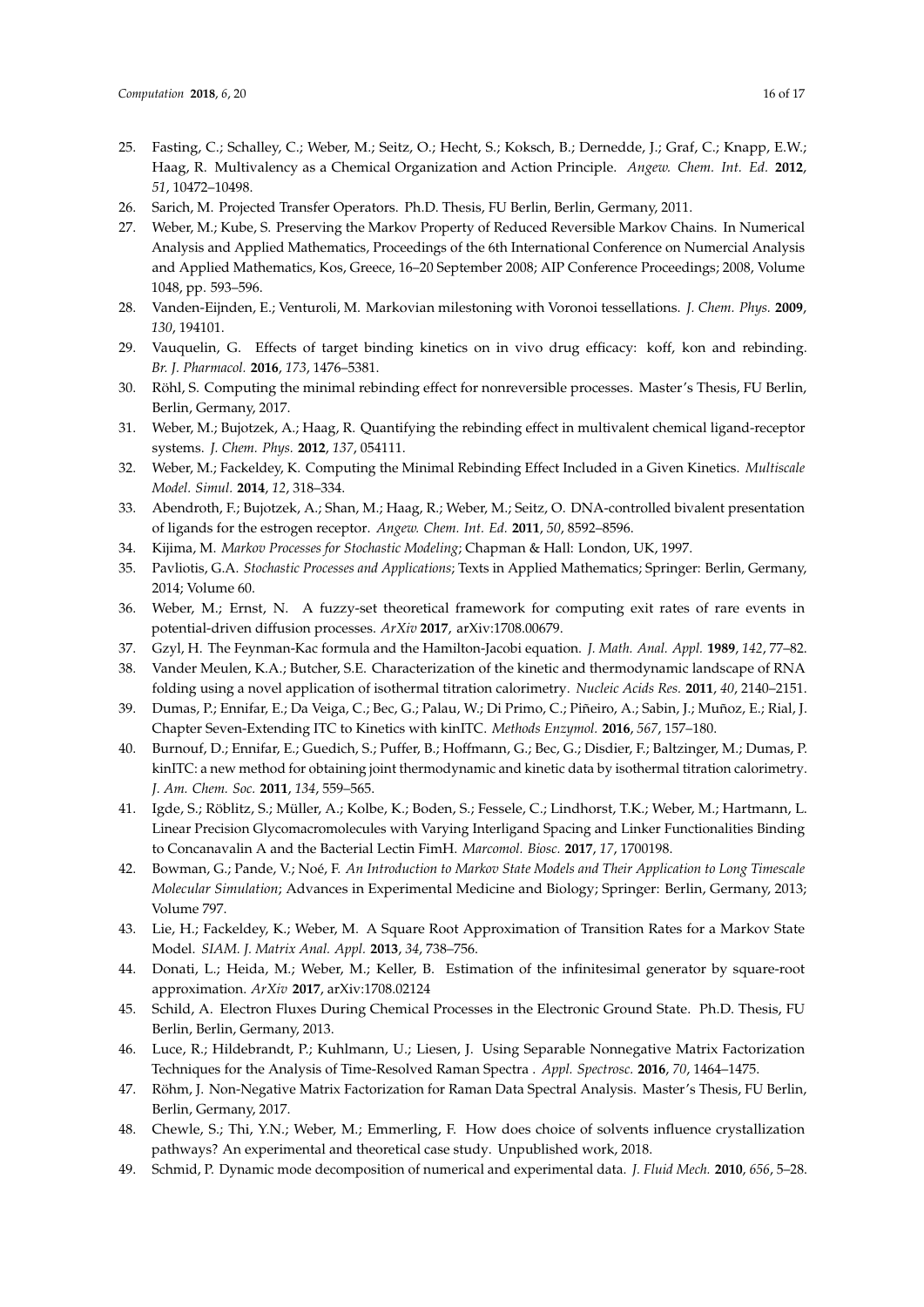25. Fasting, C.; Schalley, C.; Weber, M.; Seitz, O.; Hecht, S.; Koksch, B.; Dernedde, J.; Graf, C.; Knapp, E.W.; Haag, R. Multivalency as a Chemical Organization and Action Principle. *Angew. Chem. Int. Ed.* **2012**, *51*, 10472–10498.
26. Sarich, M. Projected Transfer Operators. Ph.D. Thesis, FU Berlin, Berlin, Germany, 2011.
27. Weber, M.; Kube, S. Preserving the Markov Property of Reduced Reversible Markov Chains. In Numerical Analysis and Applied Mathematics, Proceedings of the 6th International Conference on Numercial Analysis and Applied Mathematics, Kos, Greece, 16–20 September 2008; AIP Conference Proceedings; 2008, Volume 1048, pp. 593–596.
28. Vanden-Eijnden, E.; Venturoli, M. Markovian milestoning with Voronoi tessellations. *J. Chem. Phys.* **2009**, *130*, 194101.
29. Vauquelin, G. Effects of target binding kinetics on in vivo drug efficacy: koff, kon and rebinding. *Br. J. Pharmacol.* **2016**, *173*, 1476–5381.
30. Röhl, S. Computing the minimal rebinding effect for nonreversible processes. Master's Thesis, FU Berlin, Berlin, Germany, 2017.
31. Weber, M.; Bujotzek, A.; Haag, R. Quantifying the rebinding effect in multivalent chemical ligand-receptor systems. *J. Chem. Phys.* **2012**, *137*, 054111.
32. Weber, M.; Fackeldey, K. Computing the Minimal Rebinding Effect Included in a Given Kinetics. *Multiscale Model. Simul.* **2014**, *12*, 318–334.
33. Abendroth, F.; Bujotzek, A.; Shan, M.; Haag, R.; Weber, M.; Seitz, O. DNA-controlled bivalent presentation of ligands for the estrogen receptor. *Angew. Chem. Int. Ed.* **2011**, *50*, 8592–8596.
34. Kijima, M. *Markov Processes for Stochastic Modeling*; Chapman & Hall: London, UK, 1997.
35. Pavliotis, G.A. *Stochastic Processes and Applications*; Texts in Applied Mathematics; Springer: Berlin, Germany, 2014; Volume 60.
36. Weber, M.; Ernst, N. A fuzzy-set theoretical framework for computing exit rates of rare events in potential-driven diffusion processes. *ArXiv* **2017**, arXiv:1708.00679.
37. Gzyl, H. The Feynman-Kac formula and the Hamilton-Jacobi equation. *J. Math. Anal. Appl.* **1989**, *142*, 77–82.
38. Vander Meulen, K.A.; Butcher, S.E. Characterization of the kinetic and thermodynamic landscape of RNA folding using a novel application of isothermal titration calorimetry. *Nucleic Acids Res.* **2011**, *40*, 2140–2151.
39. Dumas, P.; Ennifar, E.; Da Veiga, C.; Bec, G.; Palau, W.; Di Primo, C.; Piñeiro, A.; Sabin, J.; Muñoz, E.; Rial, J. Chapter Seven-Extending ITC to Kinetics with kinITC. *Methods Enzymol.* **2016**, *567*, 157–180.
40. Burnouf, D.; Ennifar, E.; Guedich, S.; Puffer, B.; Hoffmann, G.; Bec, G.; Disdier, F.; Baltzinger, M.; Dumas, P. kinITC: a new method for obtaining joint thermodynamic and kinetic data by isothermal titration calorimetry. *J. Am. Chem. Soc.* **2011**, *134*, 559–565.
41. Igde, S.; Röblitz, S.; Müller, A.; Kolbe, K.; Boden, S.; Fessele, C.; Lindhorst, T.K.; Weber, M.; Hartmann, L. Linear Precision Glycomacromolecules with Varying Interligand Spacing and Linker Functionalities Binding to Concanavalin A and the Bacterial Lectin FimH. *Marcomol. Biosc.* **2017**, *17*, 1700198.
42. Bowman, G.; Pande, V.; Noé, F. *An Introduction to Markov State Models and Their Application to Long Timescale Molecular Simulation*; Advances in Experimental Medicine and Biology; Springer: Berlin, Germany, 2013; Volume 797.
43. Lie, H.; Fackeldey, K.; Weber, M. A Square Root Approximation of Transition Rates for a Markov State Model. *SIAM. J. Matrix Anal. Appl.* **2013**, *34*, 738–756.
44. Donati, L.; Heida, M.; Weber, M.; Keller, B. Estimation of the infinitesimal generator by square-root approximation. *ArXiv* **2017**, arXiv:1708.02124
45. Schild, A. Electron Fluxes During Chemical Processes in the Electronic Ground State. Ph.D. Thesis, FU Berlin, Berlin, Germany, 2013.
46. Luce, R.; Hildebrandt, P.; Kuhlmann, U.; Liesen, J. Using Separable Nonnegative Matrix Factorization Techniques for the Analysis of Time-Resolved Raman Spectra . *Appl. Spectrosc.* **2016**, *70*, 1464–1475.
47. Röhm, J. Non-Negative Matrix Factorization for Raman Data Spectral Analysis. Master's Thesis, FU Berlin, Berlin, Germany, 2017.
48. Chewle, S.; Thi, Y.N.; Weber, M.; Emmerling, F. How does choice of solvents influence crystallization pathways? An experimental and theoretical case study. Unpublished work, 2018.
49. Schmid, P. Dynamic mode decomposition of numerical and experimental data. *J. Fluid Mech.* **2010**, *656*, 5–28.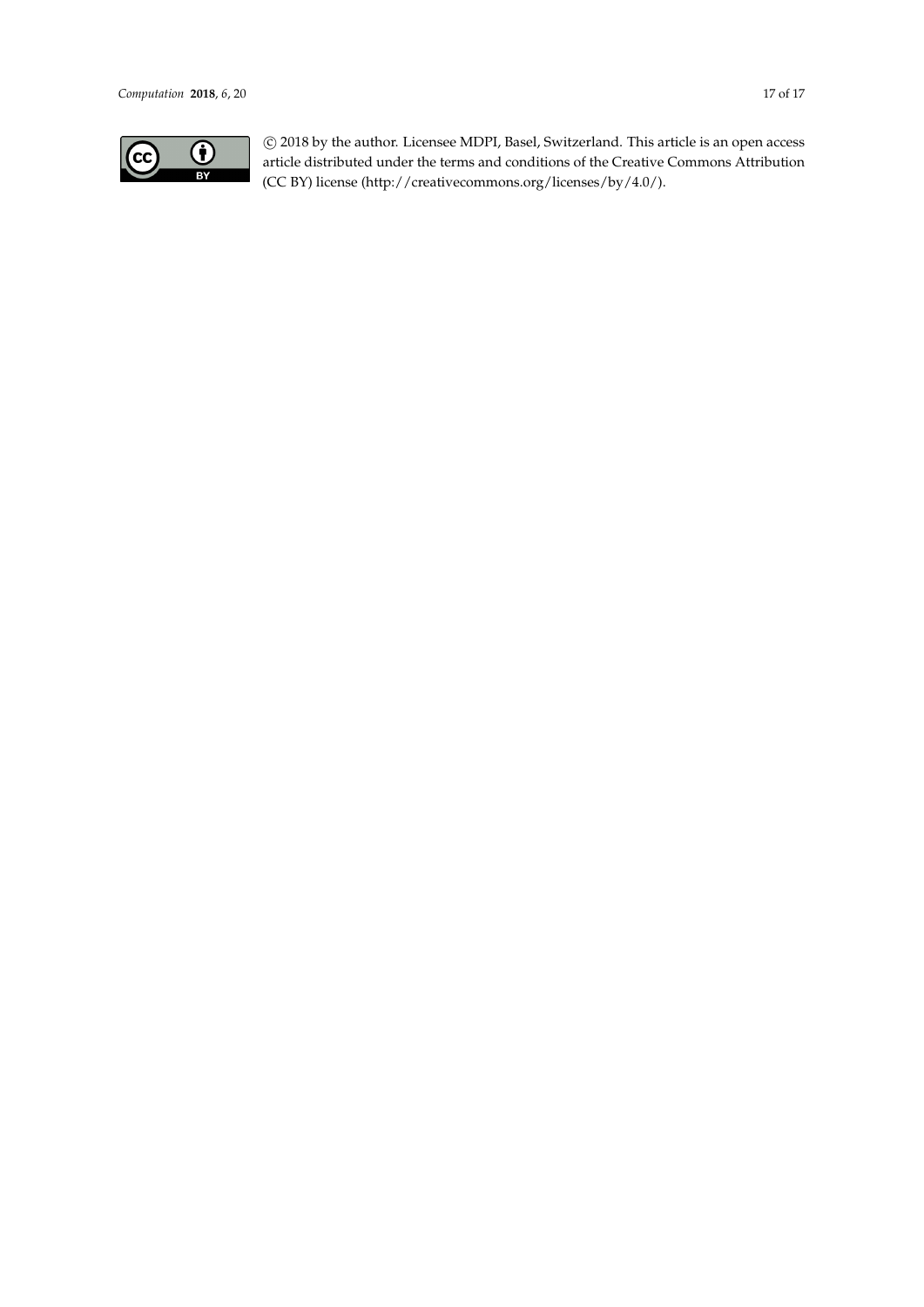© 2018 by the author. Licensee MDPI, Basel, Switzerland. This article is an open access article distributed under the terms and conditions of the Creative Commons Attribution (CC BY) license (http://creativecommons.org/licenses/by/4.0/).